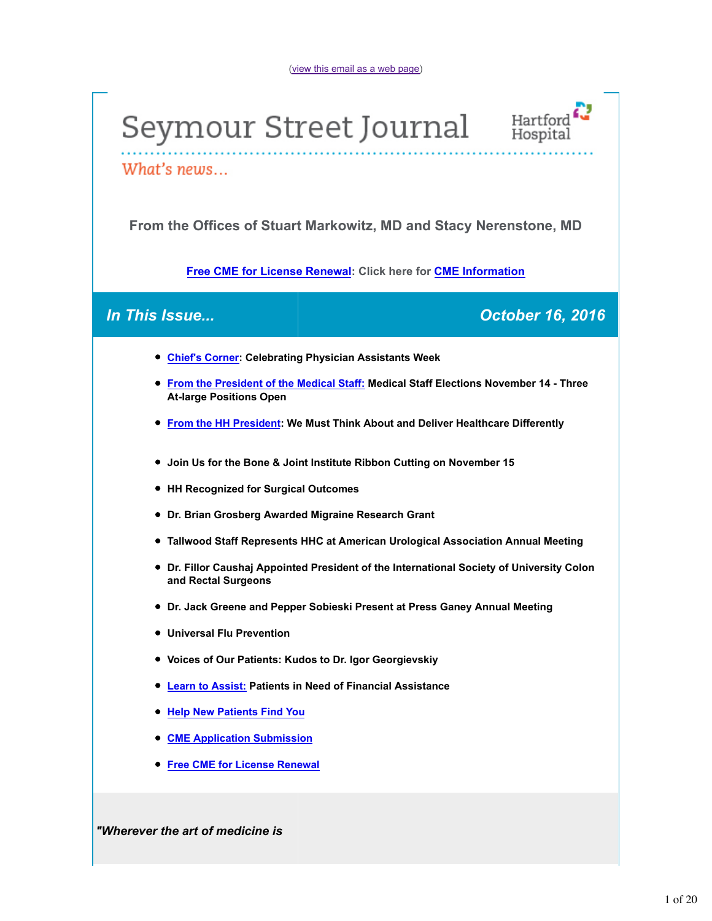(view this email as a web page)

# Seymour Street Journal

Hartford Hospital

*What's news...*

### From the Offices of Stuart Markowitz, MD and Stacy Nerenstone, MD

**Free CME for License Renewal: Click here for CME Information**

## *In This Issue... October 16, 2016*

- **Chief's Corner: Celebrating Physician Assistants Week**
- **From the President of the Medical Staff: Medical Staff Elections November 14 - Three At-large Positions Open**
- **From the HH President: We Must Think About and Deliver Healthcare Differently**
- **Join Us for the Bone & Joint Institute Ribbon Cutting on November 15**
- **HH Recognized for Surgical Outcomes**
- **Dr. Brian Grosberg Awarded Migraine Research Grant**
- **Tallwood Staff Represents HHC at American Urological Association Annual Meeting**
- **Dr. Fillor Caushaj Appointed President of the International Society of University Colon and Rectal Surgeons**
- **Dr. Jack Greene and Pepper Sobieski Present at Press Ganey Annual Meeting**
- **Universal Flu Prevention**
- **Voices of Our Patients: Kudos to Dr. Igor Georgievskiy**
- **Learn to Assist: Patients in Need of Financial Assistance**
- **Help New Patients Find You**
- **CME Application Submission**
- **Free CME for License Renewal**

***"Wherever the art of medicine is***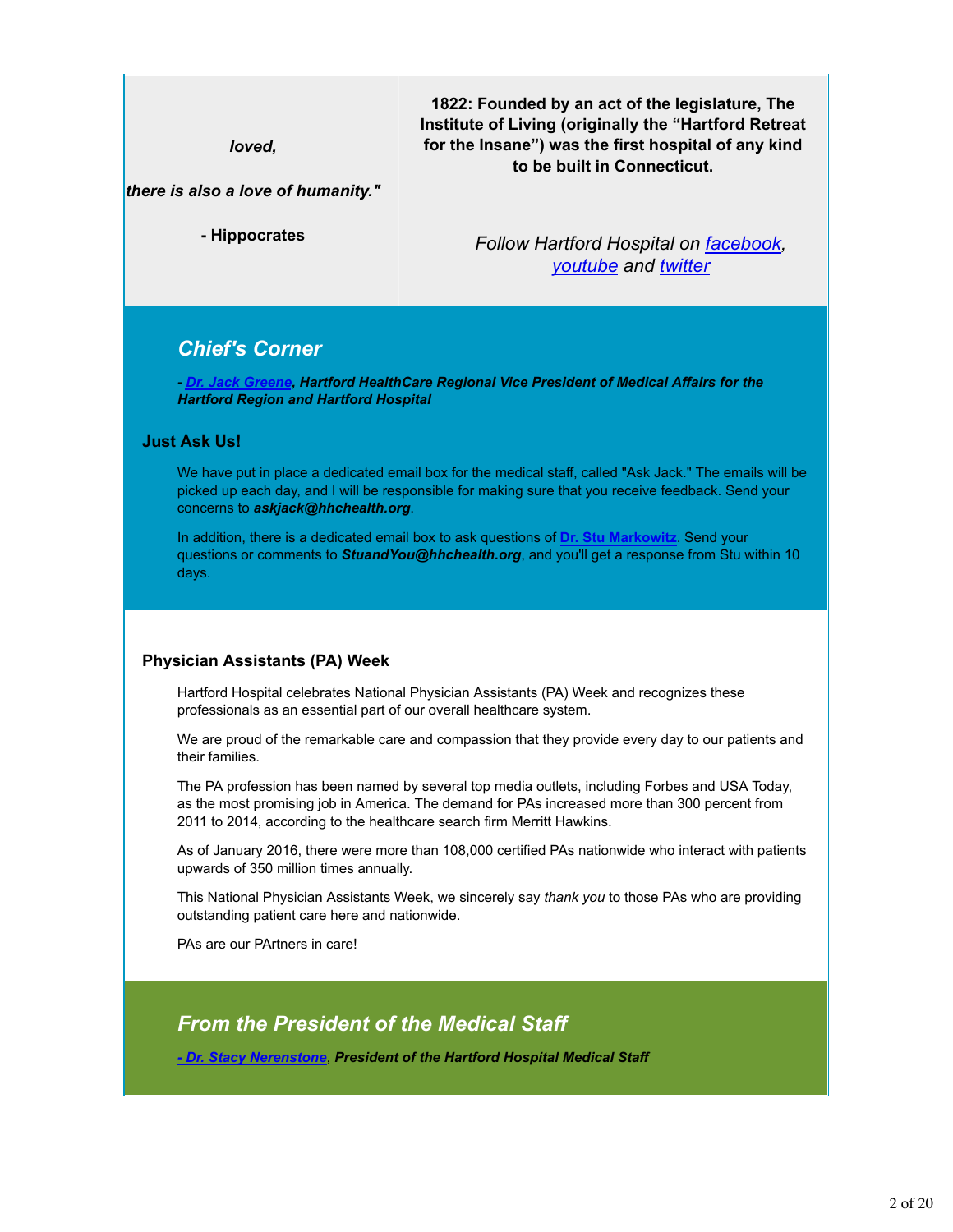*loved,*

*there is also a love of humanity."*

**- Hippocrates**

**1822: Founded by an act of the legislature, The Institute of Living (originally the "Hartford Retreat for the Insane") was the first hospital of any kind to be built in Connecticut.**

*Follow Hartford Hospital on facebook, youtube and twitter*

## *Chief's Corner*

***- Dr. Jack Greene, Hartford HealthCare Regional Vice President of Medical Affairs for the Hartford Region and Hartford Hospital***

### Just Ask Us!

We have put in place a dedicated email box for the medical staff, called "Ask Jack." The emails will be picked up each day, and I will be responsible for making sure that you receive feedback. Send your concerns to ***askjack@hhchealth.org***.

In addition, there is a dedicated email box to ask questions of **Dr. Stu Markowitz**. Send your questions or comments to ***StuandYou@hhchealth.org***, and you'll get a response from Stu within 10 days.

### Physician Assistants (PA) Week

Hartford Hospital celebrates National Physician Assistants (PA) Week and recognizes these professionals as an essential part of our overall healthcare system.

We are proud of the remarkable care and compassion that they provide every day to our patients and their families.

The PA profession has been named by several top media outlets, including Forbes and USA Today, as the most promising job in America. The demand for PAs increased more than 300 percent from 2011 to 2014, according to the healthcare search firm Merritt Hawkins.

As of January 2016, there were more than 108,000 certified PAs nationwide who interact with patients upwards of 350 million times annually.

This National Physician Assistants Week, we sincerely say *thank you* to those PAs who are providing outstanding patient care here and nationwide.

PAs are our PArtners in care!

## *From the President of the Medical Staff*

***- Dr. Stacy Nerenstone, President of the Hartford Hospital Medical Staff***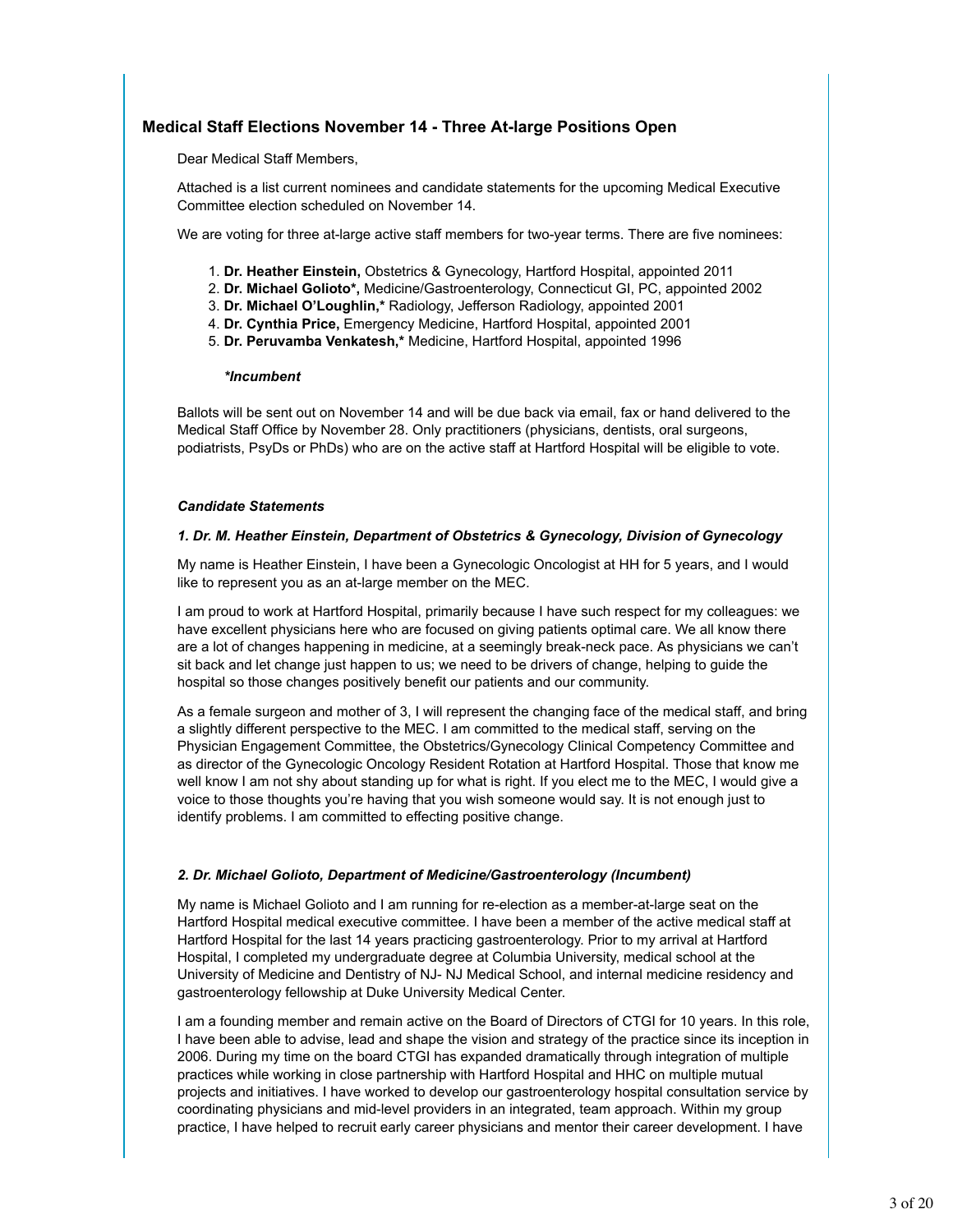## Medical Staff Elections November 14 - Three At-large Positions Open

Dear Medical Staff Members,

Attached is a list current nominees and candidate statements for the upcoming Medical Executive Committee election scheduled on November 14.

We are voting for three at-large active staff members for two-year terms. There are five nominees:

1. **Dr. Heather Einstein,** Obstetrics & Gynecology, Hartford Hospital, appointed 2011
2. **Dr. Michael Golioto*,** Medicine/Gastroenterology, Connecticut GI, PC, appointed 2002
3. **Dr. Michael O'Loughlin,*** Radiology, Jefferson Radiology, appointed 2001
4. **Dr. Cynthia Price,** Emergency Medicine, Hartford Hospital, appointed 2001
5. **Dr. Peruvamba Venkatesh,*** Medicine, Hartford Hospital, appointed 1996

***Incumbent***

Ballots will be sent out on November 14 and will be due back via email, fax or hand delivered to the Medical Staff Office by November 28. Only practitioners (physicians, dentists, oral surgeons, podiatrists, PsyDs or PhDs) who are on the active staff at Hartford Hospital will be eligible to vote.

***Candidate Statements***

***1. Dr. M. Heather Einstein, Department of Obstetrics & Gynecology, Division of Gynecology***

My name is Heather Einstein, I have been a Gynecologic Oncologist at HH for 5 years, and I would like to represent you as an at-large member on the MEC.

I am proud to work at Hartford Hospital, primarily because I have such respect for my colleagues: we have excellent physicians here who are focused on giving patients optimal care. We all know there are a lot of changes happening in medicine, at a seemingly break-neck pace. As physicians we can't sit back and let change just happen to us; we need to be drivers of change, helping to guide the hospital so those changes positively benefit our patients and our community.

As a female surgeon and mother of 3, I will represent the changing face of the medical staff, and bring a slightly different perspective to the MEC. I am committed to the medical staff, serving on the Physician Engagement Committee, the Obstetrics/Gynecology Clinical Competency Committee and as director of the Gynecologic Oncology Resident Rotation at Hartford Hospital. Those that know me well know I am not shy about standing up for what is right. If you elect me to the MEC, I would give a voice to those thoughts you're having that you wish someone would say. It is not enough just to identify problems. I am committed to effecting positive change.

***2. Dr. Michael Golioto, Department of Medicine/Gastroenterology (Incumbent)***

My name is Michael Golioto and I am running for re-election as a member-at-large seat on the Hartford Hospital medical executive committee. I have been a member of the active medical staff at Hartford Hospital for the last 14 years practicing gastroenterology. Prior to my arrival at Hartford Hospital, I completed my undergraduate degree at Columbia University, medical school at the University of Medicine and Dentistry of NJ- NJ Medical School, and internal medicine residency and gastroenterology fellowship at Duke University Medical Center.

I am a founding member and remain active on the Board of Directors of CTGI for 10 years. In this role, I have been able to advise, lead and shape the vision and strategy of the practice since its inception in 2006. During my time on the board CTGI has expanded dramatically through integration of multiple practices while working in close partnership with Hartford Hospital and HHC on multiple mutual projects and initiatives. I have worked to develop our gastroenterology hospital consultation service by coordinating physicians and mid-level providers in an integrated, team approach. Within my group practice, I have helped to recruit early career physicians and mentor their career development. I have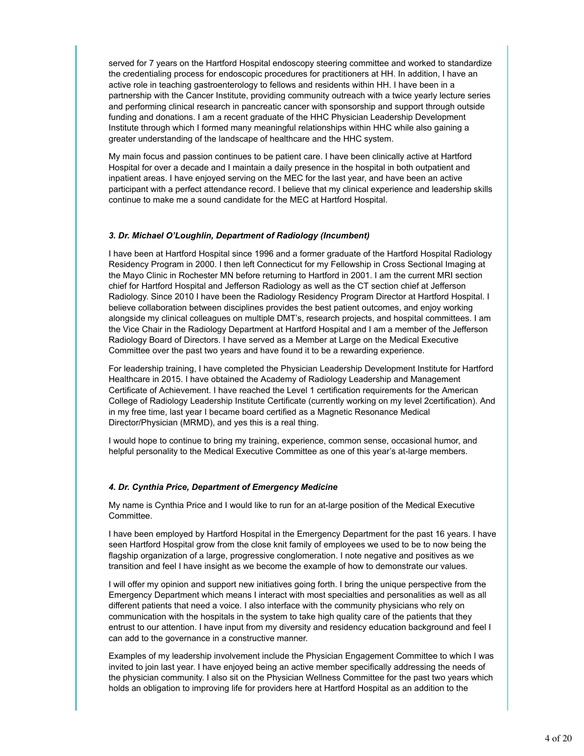served for 7 years on the Hartford Hospital endoscopy steering committee and worked to standardize the credentialing process for endoscopic procedures for practitioners at HH. In addition, I have an active role in teaching gastroenterology to fellows and residents within HH. I have been in a partnership with the Cancer Institute, providing community outreach with a twice yearly lecture series and performing clinical research in pancreatic cancer with sponsorship and support through outside funding and donations. I am a recent graduate of the HHC Physician Leadership Development Institute through which I formed many meaningful relationships within HHC while also gaining a greater understanding of the landscape of healthcare and the HHC system.

My main focus and passion continues to be patient care. I have been clinically active at Hartford Hospital for over a decade and I maintain a daily presence in the hospital in both outpatient and inpatient areas. I have enjoyed serving on the MEC for the last year, and have been an active participant with a perfect attendance record. I believe that my clinical experience and leadership skills continue to make me a sound candidate for the MEC at Hartford Hospital.

***3. Dr. Michael O'Loughlin, Department of Radiology (Incumbent)***

I have been at Hartford Hospital since 1996 and a former graduate of the Hartford Hospital Radiology Residency Program in 2000. I then left Connecticut for my Fellowship in Cross Sectional Imaging at the Mayo Clinic in Rochester MN before returning to Hartford in 2001. I am the current MRI section chief for Hartford Hospital and Jefferson Radiology as well as the CT section chief at Jefferson Radiology. Since 2010 I have been the Radiology Residency Program Director at Hartford Hospital. I believe collaboration between disciplines provides the best patient outcomes, and enjoy working alongside my clinical colleagues on multiple DMT's, research projects, and hospital committees. I am the Vice Chair in the Radiology Department at Hartford Hospital and I am a member of the Jefferson Radiology Board of Directors. I have served as a Member at Large on the Medical Executive Committee over the past two years and have found it to be a rewarding experience.

For leadership training, I have completed the Physician Leadership Development Institute for Hartford Healthcare in 2015. I have obtained the Academy of Radiology Leadership and Management Certificate of Achievement. I have reached the Level 1 certification requirements for the American College of Radiology Leadership Institute Certificate (currently working on my level 2certification). And in my free time, last year I became board certified as a Magnetic Resonance Medical Director/Physician (MRMD), and yes this is a real thing.

I would hope to continue to bring my training, experience, common sense, occasional humor, and helpful personality to the Medical Executive Committee as one of this year's at-large members.

***4. Dr. Cynthia Price, Department of Emergency Medicine***

My name is Cynthia Price and I would like to run for an at-large position of the Medical Executive Committee.

I have been employed by Hartford Hospital in the Emergency Department for the past 16 years. I have seen Hartford Hospital grow from the close knit family of employees we used to be to now being the flagship organization of a large, progressive conglomeration. I note negative and positives as we transition and feel I have insight as we become the example of how to demonstrate our values.

I will offer my opinion and support new initiatives going forth. I bring the unique perspective from the Emergency Department which means I interact with most specialties and personalities as well as all different patients that need a voice. I also interface with the community physicians who rely on communication with the hospitals in the system to take high quality care of the patients that they entrust to our attention. I have input from my diversity and residency education background and feel I can add to the governance in a constructive manner.

Examples of my leadership involvement include the Physician Engagement Committee to which I was invited to join last year. I have enjoyed being an active member specifically addressing the needs of the physician community. I also sit on the Physician Wellness Committee for the past two years which holds an obligation to improving life for providers here at Hartford Hospital as an addition to the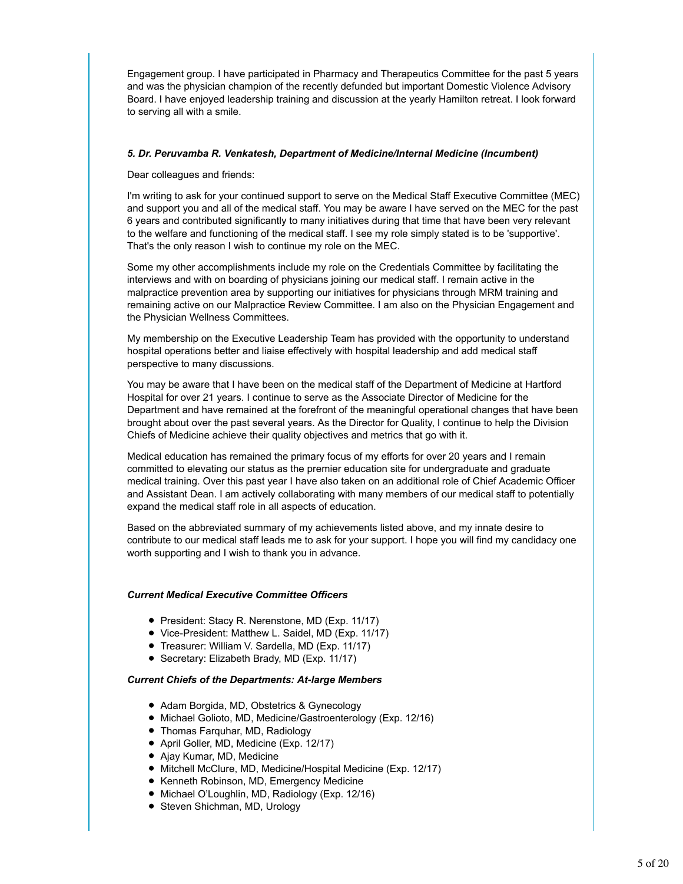Engagement group. I have participated in Pharmacy and Therapeutics Committee for the past 5 years and was the physician champion of the recently defunded but important Domestic Violence Advisory Board. I have enjoyed leadership training and discussion at the yearly Hamilton retreat. I look forward to serving all with a smile.

***5. Dr. Peruvamba R. Venkatesh, Department of Medicine/Internal Medicine (Incumbent)***

Dear colleagues and friends:

I'm writing to ask for your continued support to serve on the Medical Staff Executive Committee (MEC) and support you and all of the medical staff. You may be aware I have served on the MEC for the past 6 years and contributed significantly to many initiatives during that time that have been very relevant to the welfare and functioning of the medical staff. I see my role simply stated is to be 'supportive'. That's the only reason I wish to continue my role on the MEC.

Some my other accomplishments include my role on the Credentials Committee by facilitating the interviews and with on boarding of physicians joining our medical staff. I remain active in the malpractice prevention area by supporting our initiatives for physicians through MRM training and remaining active on our Malpractice Review Committee. I am also on the Physician Engagement and the Physician Wellness Committees.

My membership on the Executive Leadership Team has provided with the opportunity to understand hospital operations better and liaise effectively with hospital leadership and add medical staff perspective to many discussions.

You may be aware that I have been on the medical staff of the Department of Medicine at Hartford Hospital for over 21 years. I continue to serve as the Associate Director of Medicine for the Department and have remained at the forefront of the meaningful operational changes that have been brought about over the past several years. As the Director for Quality, I continue to help the Division Chiefs of Medicine achieve their quality objectives and metrics that go with it.

Medical education has remained the primary focus of my efforts for over 20 years and I remain committed to elevating our status as the premier education site for undergraduate and graduate medical training. Over this past year I have also taken on an additional role of Chief Academic Officer and Assistant Dean. I am actively collaborating with many members of our medical staff to potentially expand the medical staff role in all aspects of education.

Based on the abbreviated summary of my achievements listed above, and my innate desire to contribute to our medical staff leads me to ask for your support. I hope you will find my candidacy one worth supporting and I wish to thank you in advance.

***Current Medical Executive Committee Officers***

- President: Stacy R. Nerenstone, MD (Exp. 11/17)
- Vice-President: Matthew L. Saidel, MD (Exp. 11/17)
- Treasurer: William V. Sardella, MD (Exp. 11/17)
- Secretary: Elizabeth Brady, MD (Exp. 11/17)

***Current Chiefs of the Departments: At-large Members***

- Adam Borgida, MD, Obstetrics & Gynecology
- Michael Golioto, MD, Medicine/Gastroenterology (Exp. 12/16)
- Thomas Farquhar, MD, Radiology
- April Goller, MD, Medicine (Exp. 12/17)
- Ajay Kumar, MD, Medicine
- Mitchell McClure, MD, Medicine/Hospital Medicine (Exp. 12/17)
- Kenneth Robinson, MD, Emergency Medicine
- Michael O'Loughlin, MD, Radiology (Exp. 12/16)
- Steven Shichman, MD, Urology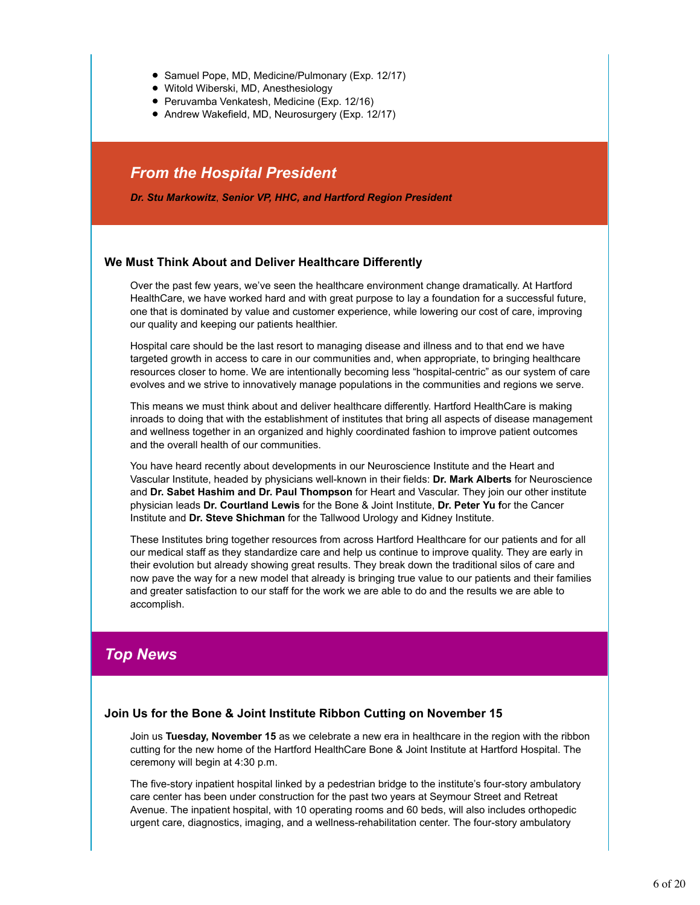- Samuel Pope, MD, Medicine/Pulmonary (Exp. 12/17)
- Witold Wiberski, MD, Anesthesiology
- Peruvamba Venkatesh, Medicine (Exp. 12/16)
- Andrew Wakefield, MD, Neurosurgery (Exp. 12/17)

## *From the Hospital President*

***Dr. Stu Markowitz*, *Senior VP, HHC, and Hartford Region President***

### We Must Think About and Deliver Healthcare Differently

Over the past few years, we've seen the healthcare environment change dramatically. At Hartford HealthCare, we have worked hard and with great purpose to lay a foundation for a successful future, one that is dominated by value and customer experience, while lowering our cost of care, improving our quality and keeping our patients healthier.

Hospital care should be the last resort to managing disease and illness and to that end we have targeted growth in access to care in our communities and, when appropriate, to bringing healthcare resources closer to home. We are intentionally becoming less "hospital-centric" as our system of care evolves and we strive to innovatively manage populations in the communities and regions we serve.

This means we must think about and deliver healthcare differently. Hartford HealthCare is making inroads to doing that with the establishment of institutes that bring all aspects of disease management and wellness together in an organized and highly coordinated fashion to improve patient outcomes and the overall health of our communities.

You have heard recently about developments in our Neuroscience Institute and the Heart and Vascular Institute, headed by physicians well-known in their fields: **Dr. Mark Alberts** for Neuroscience and **Dr. Sabet Hashim and Dr. Paul Thompson** for Heart and Vascular. They join our other institute physician leads **Dr. Courtland Lewis** for the Bone & Joint Institute, **Dr. Peter Yu f**or the Cancer Institute and **Dr. Steve Shichman** for the Tallwood Urology and Kidney Institute.

These Institutes bring together resources from across Hartford Healthcare for our patients and for all our medical staff as they standardize care and help us continue to improve quality. They are early in their evolution but already showing great results. They break down the traditional silos of care and now pave the way for a new model that already is bringing true value to our patients and their families and greater satisfaction to our staff for the work we are able to do and the results we are able to accomplish.

## *Top News*

### Join Us for the Bone & Joint Institute Ribbon Cutting on November 15

Join us **Tuesday, November 15** as we celebrate a new era in healthcare in the region with the ribbon cutting for the new home of the Hartford HealthCare Bone & Joint Institute at Hartford Hospital. The ceremony will begin at 4:30 p.m.

The five-story inpatient hospital linked by a pedestrian bridge to the institute's four-story ambulatory care center has been under construction for the past two years at Seymour Street and Retreat Avenue. The inpatient hospital, with 10 operating rooms and 60 beds, will also includes orthopedic urgent care, diagnostics, imaging, and a wellness-rehabilitation center. The four-story ambulatory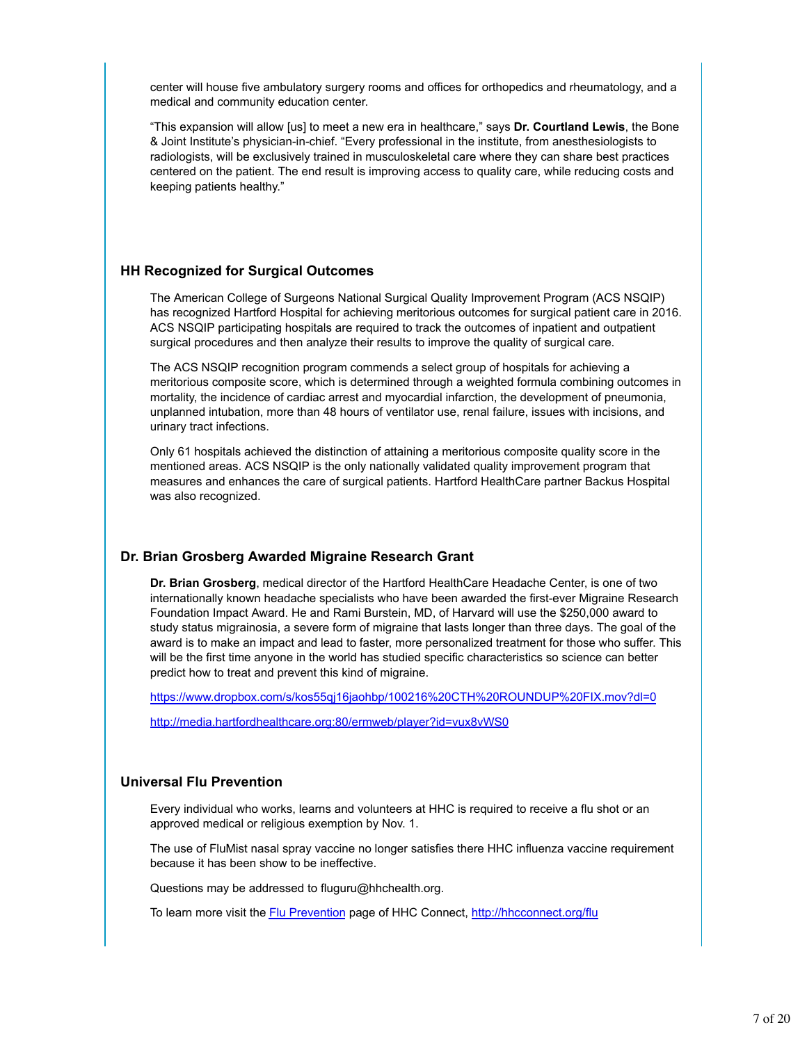center will house five ambulatory surgery rooms and offices for orthopedics and rheumatology, and a medical and community education center.

“This expansion will allow [us] to meet a new era in healthcare,” says **Dr. Courtland Lewis**, the Bone & Joint Institute’s physician-in-chief. “Every professional in the institute, from anesthesiologists to radiologists, will be exclusively trained in musculoskeletal care where they can share best practices centered on the patient. The end result is improving access to quality care, while reducing costs and keeping patients healthy.”

### HH Recognized for Surgical Outcomes

The American College of Surgeons National Surgical Quality Improvement Program (ACS NSQIP) has recognized Hartford Hospital for achieving meritorious outcomes for surgical patient care in 2016. ACS NSQIP participating hospitals are required to track the outcomes of inpatient and outpatient surgical procedures and then analyze their results to improve the quality of surgical care.

The ACS NSQIP recognition program commends a select group of hospitals for achieving a meritorious composite score, which is determined through a weighted formula combining outcomes in mortality, the incidence of cardiac arrest and myocardial infarction, the development of pneumonia, unplanned intubation, more than 48 hours of ventilator use, renal failure, issues with incisions, and urinary tract infections.

Only 61 hospitals achieved the distinction of attaining a meritorious composite quality score in the mentioned areas. ACS NSQIP is the only nationally validated quality improvement program that measures and enhances the care of surgical patients. Hartford HealthCare partner Backus Hospital was also recognized.

### Dr. Brian Grosberg Awarded Migraine Research Grant

**Dr. Brian Grosberg**, medical director of the Hartford HealthCare Headache Center, is one of two internationally known headache specialists who have been awarded the first-ever Migraine Research Foundation Impact Award. He and Rami Burstein, MD, of Harvard will use the $250,000 award to study status migrainosia, a severe form of migraine that lasts longer than three days. The goal of the award is to make an impact and lead to faster, more personalized treatment for those who suffer. This will be the first time anyone in the world has studied specific characteristics so science can better predict how to treat and prevent this kind of migraine.

https://www.dropbox.com/s/kos55qj16jaohbp/100216%20CTH%20ROUNDUP%20FIX.mov?dl=0

http://media.hartfordhealthcare.org:80/ermweb/player?id=vux8vWS0

### Universal Flu Prevention

Every individual who works, learns and volunteers at HHC is required to receive a flu shot or an approved medical or religious exemption by Nov. 1.

The use of FluMist nasal spray vaccine no longer satisfies there HHC influenza vaccine requirement because it has been show to be ineffective.

Questions may be addressed to fluguru@hhchealth.org.

To learn more visit the Flu Prevention page of HHC Connect, http://hhcconnect.org/flu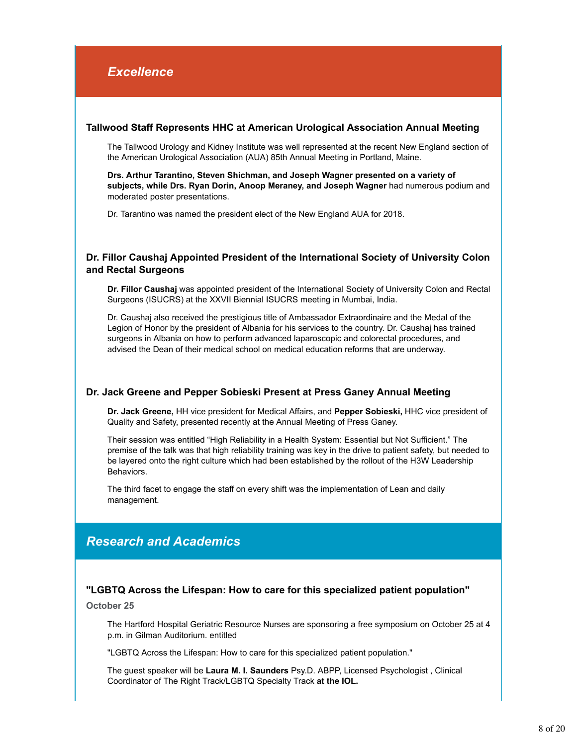## *Excellence*

### Tallwood Staff Represents HHC at American Urological Association Annual Meeting

The Tallwood Urology and Kidney Institute was well represented at the recent New England section of the American Urological Association (AUA) 85th Annual Meeting in Portland, Maine.

**Drs. Arthur Tarantino, Steven Shichman, and Joseph Wagner presented on a variety of subjects, while Drs. Ryan Dorin, Anoop Meraney, and Joseph Wagner** had numerous podium and moderated poster presentations.

Dr. Tarantino was named the president elect of the New England AUA for 2018.

### Dr. Fillor Caushaj Appointed President of the International Society of University Colon and Rectal Surgeons

**Dr. Fillor Caushaj** was appointed president of the International Society of University Colon and Rectal Surgeons (ISUCRS) at the XXVII Biennial ISUCRS meeting in Mumbai, India.

Dr. Caushaj also received the prestigious title of Ambassador Extraordinaire and the Medal of the Legion of Honor by the president of Albania for his services to the country. Dr. Caushaj has trained surgeons in Albania on how to perform advanced laparoscopic and colorectal procedures, and advised the Dean of their medical school on medical education reforms that are underway.

### Dr. Jack Greene and Pepper Sobieski Present at Press Ganey Annual Meeting

**Dr. Jack Greene,** HH vice president for Medical Affairs, and **Pepper Sobieski,** HHC vice president of Quality and Safety, presented recently at the Annual Meeting of Press Ganey.

Their session was entitled “High Reliability in a Health System: Essential but Not Sufficient.” The premise of the talk was that high reliability training was key in the drive to patient safety, but needed to be layered onto the right culture which had been established by the rollout of the H3W Leadership Behaviors.

The third facet to engage the staff on every shift was the implementation of Lean and daily management.

## *Research and Academics*

### "LGBTQ Across the Lifespan: How to care for this specialized patient population"

**October 25**

The Hartford Hospital Geriatric Resource Nurses are sponsoring a free symposium on October 25 at 4 p.m. in Gilman Auditorium. entitled

"LGBTQ Across the Lifespan: How to care for this specialized patient population."

The guest speaker will be **Laura M. I. Saunders** Psy.D. ABPP, Licensed Psychologist , Clinical Coordinator of The Right Track/LGBTQ Specialty Track **at the IOL.**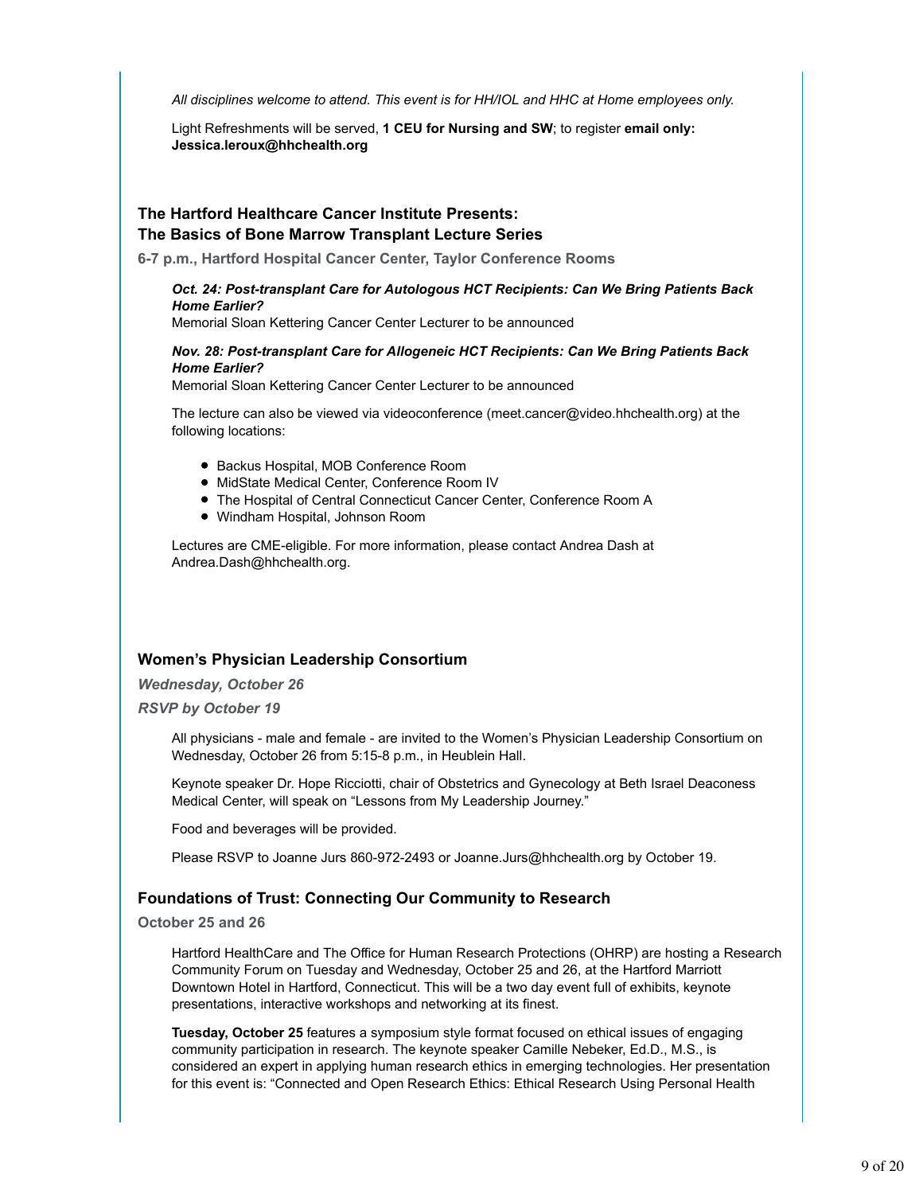*All disciplines welcome to attend. This event is for HH/IOL and HHC at Home employees only.*

Light Refreshments will be served, **1 CEU for Nursing and SW**; to register **email only: Jessica.leroux@hhchealth.org**

### The Hartford Healthcare Cancer Institute Presents:
### The Basics of Bone Marrow Transplant Lecture Series

**6-7 p.m., Hartford Hospital Cancer Center, Taylor Conference Rooms**

***Oct. 24: Post-transplant Care for Autologous HCT Recipients: Can We Bring Patients Back Home Earlier?***
Memorial Sloan Kettering Cancer Center Lecturer to be announced

***Nov. 28: Post-transplant Care for Allogeneic HCT Recipients: Can We Bring Patients Back Home Earlier?***
Memorial Sloan Kettering Cancer Center Lecturer to be announced

The lecture can also be viewed via videoconference (meet.cancer@video.hhchealth.org) at the following locations:

- Backus Hospital, MOB Conference Room
- MidState Medical Center, Conference Room IV
- The Hospital of Central Connecticut Cancer Center, Conference Room A
- Windham Hospital, Johnson Room

Lectures are CME-eligible. For more information, please contact Andrea Dash at Andrea.Dash@hhchealth.org.

### Women's Physician Leadership Consortium

***Wednesday, October 26***

***RSVP by October 19***

All physicians - male and female - are invited to the Women's Physician Leadership Consortium on Wednesday, October 26 from 5:15-8 p.m., in Heublein Hall.

Keynote speaker Dr. Hope Ricciotti, chair of Obstetrics and Gynecology at Beth Israel Deaconess Medical Center, will speak on "Lessons from My Leadership Journey."

Food and beverages will be provided.

Please RSVP to Joanne Jurs 860-972-2493 or Joanne.Jurs@hhchealth.org by October 19.

### Foundations of Trust: Connecting Our Community to Research

**October 25 and 26**

Hartford HealthCare and The Office for Human Research Protections (OHRP) are hosting a Research Community Forum on Tuesday and Wednesday, October 25 and 26, at the Hartford Marriott Downtown Hotel in Hartford, Connecticut. This will be a two day event full of exhibits, keynote presentations, interactive workshops and networking at its finest.

**Tuesday, October 25** features a symposium style format focused on ethical issues of engaging community participation in research. The keynote speaker Camille Nebeker, Ed.D., M.S., is considered an expert in applying human research ethics in emerging technologies. Her presentation for this event is: "Connected and Open Research Ethics: Ethical Research Using Personal Health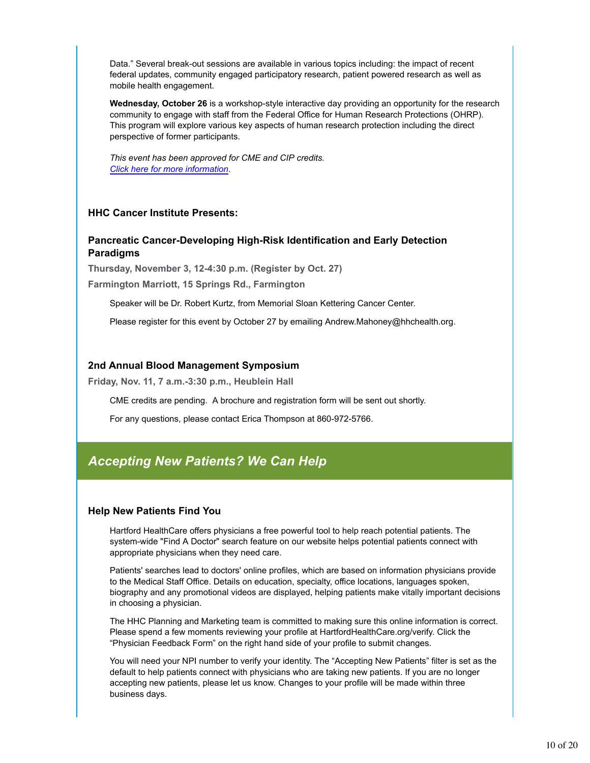Data." Several break-out sessions are available in various topics including: the impact of recent federal updates, community engaged participatory research, patient powered research as well as mobile health engagement.

**Wednesday, October 26** is a workshop-style interactive day providing an opportunity for the research community to engage with staff from the Federal Office for Human Research Protections (OHRP). This program will explore various key aspects of human research protection including the direct perspective of former participants.

*This event has been approved for CME and CIP credits.*
*[Click here for more information](#)*.

### HHC Cancer Institute Presents:

### Pancreatic Cancer-Developing High-Risk Identification and Early Detection Paradigms

**Thursday, November 3, 12-4:30 p.m. (Register by Oct. 27)**

**Farmington Marriott, 15 Springs Rd., Farmington**

Speaker will be Dr. Robert Kurtz, from Memorial Sloan Kettering Cancer Center.

Please register for this event by October 27 by emailing Andrew.Mahoney@hhchealth.org.

### 2nd Annual Blood Management Symposium

**Friday, Nov. 11, 7 a.m.-3:30 p.m., Heublein Hall**

CME credits are pending. A brochure and registration form will be sent out shortly.

For any questions, please contact Erica Thompson at 860-972-5766.

## *Accepting New Patients? We Can Help*

### Help New Patients Find You

Hartford HealthCare offers physicians a free powerful tool to help reach potential patients. The system-wide "Find A Doctor" search feature on our website helps potential patients connect with appropriate physicians when they need care.

Patients' searches lead to doctors' online profiles, which are based on information physicians provide to the Medical Staff Office. Details on education, specialty, office locations, languages spoken, biography and any promotional videos are displayed, helping patients make vitally important decisions in choosing a physician.

The HHC Planning and Marketing team is committed to making sure this online information is correct. Please spend a few moments reviewing your profile at HartfordHealthCare.org/verify. Click the "Physician Feedback Form" on the right hand side of your profile to submit changes.

You will need your NPI number to verify your identity. The "Accepting New Patients" filter is set as the default to help patients connect with physicians who are taking new patients. If you are no longer accepting new patients, please let us know. Changes to your profile will be made within three business days.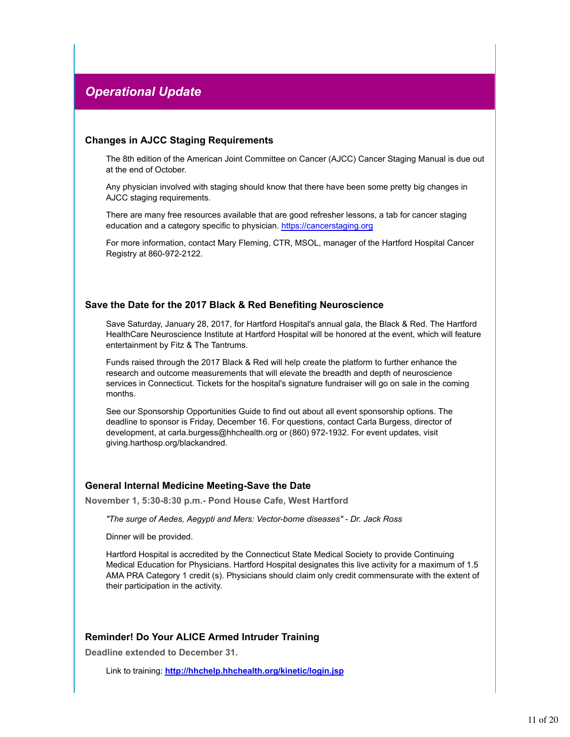## *Operational Update*

### Changes in AJCC Staging Requirements

The 8th edition of the American Joint Committee on Cancer (AJCC) Cancer Staging Manual is due out at the end of October.

Any physician involved with staging should know that there have been some pretty big changes in AJCC staging requirements.

There are many free resources available that are good refresher lessons, a tab for cancer staging education and a category specific to physician. https://cancerstaging.org

For more information, contact Mary Fleming, CTR, MSOL, manager of the Hartford Hospital Cancer Registry at 860-972-2122.

### Save the Date for the 2017 Black & Red Benefiting Neuroscience

Save Saturday, January 28, 2017, for Hartford Hospital's annual gala, the Black & Red. The Hartford HealthCare Neuroscience Institute at Hartford Hospital will be honored at the event, which will feature entertainment by Fitz & The Tantrums.

Funds raised through the 2017 Black & Red will help create the platform to further enhance the research and outcome measurements that will elevate the breadth and depth of neuroscience services in Connecticut. Tickets for the hospital's signature fundraiser will go on sale in the coming months.

See our Sponsorship Opportunities Guide to find out about all event sponsorship options. The deadline to sponsor is Friday, December 16. For questions, contact Carla Burgess, director of development, at carla.burgess@hhchealth.org or (860) 972-1932. For event updates, visit giving.harthosp.org/blackandred.

### General Internal Medicine Meeting-Save the Date

**November 1, 5:30-8:30 p.m.- Pond House Cafe, West Hartford**

*"The surge of Aedes, Aegypti and Mers: Vector-borne diseases" - Dr. Jack Ross*

Dinner will be provided.

Hartford Hospital is accredited by the Connecticut State Medical Society to provide Continuing Medical Education for Physicians. Hartford Hospital designates this live activity for a maximum of 1.5 AMA PRA Category 1 credit (s). Physicians should claim only credit commensurate with the extent of their participation in the activity.

### Reminder! Do Your ALICE Armed Intruder Training

**Deadline extended to December 31.**

Link to training: **http://hhchelp.hhchealth.org/kinetic/login.jsp**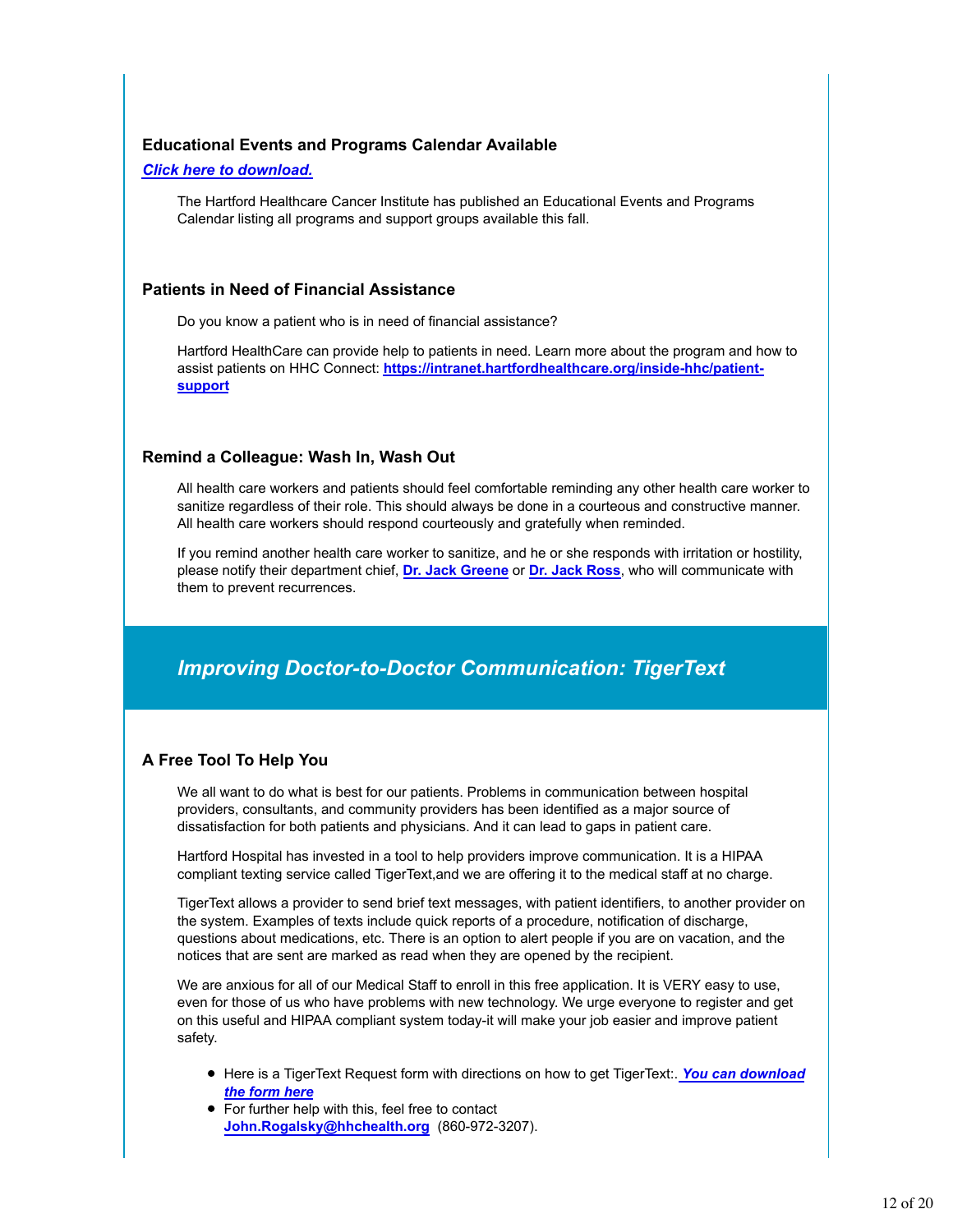### Educational Events and Programs Calendar Available

***Click here to download.***

The Hartford Healthcare Cancer Institute has published an Educational Events and Programs Calendar listing all programs and support groups available this fall.

### Patients in Need of Financial Assistance

Do you know a patient who is in need of financial assistance?

Hartford HealthCare can provide help to patients in need. Learn more about the program and how to assist patients on HHC Connect: **https://intranet.hartfordhealthcare.org/inside-hhc/patient-support**

### Remind a Colleague: Wash In, Wash Out

All health care workers and patients should feel comfortable reminding any other health care worker to sanitize regardless of their role. This should always be done in a courteous and constructive manner. All health care workers should respond courteously and gratefully when reminded.

If you remind another health care worker to sanitize, and he or she responds with irritation or hostility, please notify their department chief, **Dr. Jack Greene** or **Dr. Jack Ross**, who will communicate with them to prevent recurrences.

## *Improving Doctor-to-Doctor Communication: TigerText*

### A Free Tool To Help You

We all want to do what is best for our patients. Problems in communication between hospital providers, consultants, and community providers has been identified as a major source of dissatisfaction for both patients and physicians. And it can lead to gaps in patient care.

Hartford Hospital has invested in a tool to help providers improve communication. It is a HIPAA compliant texting service called TigerText,and we are offering it to the medical staff at no charge.

TigerText allows a provider to send brief text messages, with patient identifiers, to another provider on the system. Examples of texts include quick reports of a procedure, notification of discharge, questions about medications, etc. There is an option to alert people if you are on vacation, and the notices that are sent are marked as read when they are opened by the recipient.

We are anxious for all of our Medical Staff to enroll in this free application. It is VERY easy to use, even for those of us who have problems with new technology. We urge everyone to register and get on this useful and HIPAA compliant system today-it will make your job easier and improve patient safety.

- Here is a TigerText Request form with directions on how to get TigerText:. ***You can download the form here***
- For further help with this, feel free to contact **John.Rogalsky@hhchealth.org** (860-972-3207).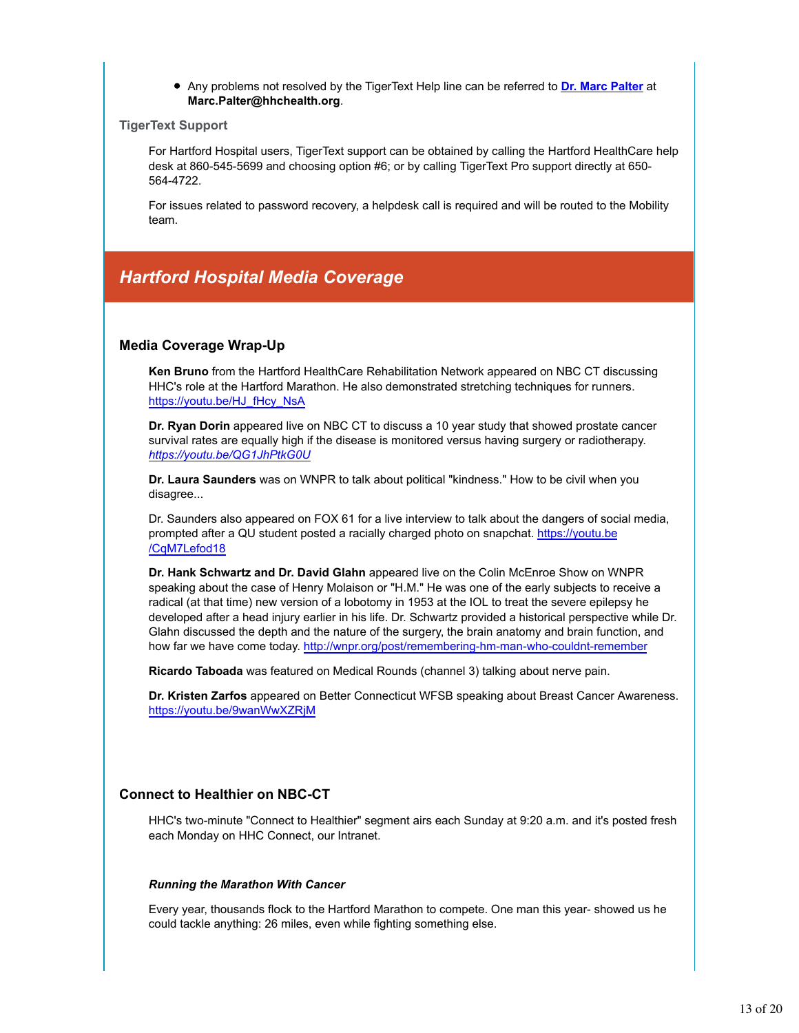- Any problems not resolved by the TigerText Help line can be referred to **[Dr. Marc Palter](#)** at **Marc.Palter@hhchealth.org**.

### TigerText Support

For Hartford Hospital users, TigerText support can be obtained by calling the Hartford HealthCare help desk at 860-545-5699 and choosing option #6; or by calling TigerText Pro support directly at 650-564-4722.

For issues related to password recovery, a helpdesk call is required and will be routed to the Mobility team.

## *Hartford Hospital Media Coverage*

### Media Coverage Wrap-Up

**Ken Bruno** from the Hartford HealthCare Rehabilitation Network appeared on NBC CT discussing HHC's role at the Hartford Marathon. He also demonstrated stretching techniques for runners. https://youtu.be/HJ_fHcy_NsA

**Dr. Ryan Dorin** appeared live on NBC CT to discuss a 10 year study that showed prostate cancer survival rates are equally high if the disease is monitored versus having surgery or radiotherapy. *https://youtu.be/QG1JhPtkG0U*

**Dr. Laura Saunders** was on WNPR to talk about political "kindness." How to be civil when you disagree...

Dr. Saunders also appeared on FOX 61 for a live interview to talk about the dangers of social media, prompted after a QU student posted a racially charged photo on snapchat. https://youtu.be/CqM7Lefod18

**Dr. Hank Schwartz and Dr. David Glahn** appeared live on the Colin McEnroe Show on WNPR speaking about the case of Henry Molaison or "H.M." He was one of the early subjects to receive a radical (at that time) new version of a lobotomy in 1953 at the IOL to treat the severe epilepsy he developed after a head injury earlier in his life. Dr. Schwartz provided a historical perspective while Dr. Glahn discussed the depth and the nature of the surgery, the brain anatomy and brain function, and how far we have come today. http://wnpr.org/post/remembering-hm-man-who-couldnt-remember

**Ricardo Taboada** was featured on Medical Rounds (channel 3) talking about nerve pain.

**Dr. Kristen Zarfos** appeared on Better Connecticut WFSB speaking about Breast Cancer Awareness. https://youtu.be/9wanWwXZRjM

### Connect to Healthier on NBC-CT

HHC's two-minute "Connect to Healthier" segment airs each Sunday at 9:20 a.m. and it's posted fresh each Monday on HHC Connect, our Intranet.

***Running the Marathon With Cancer***

Every year, thousands flock to the Hartford Marathon to compete. One man this year- showed us he could tackle anything: 26 miles, even while fighting something else.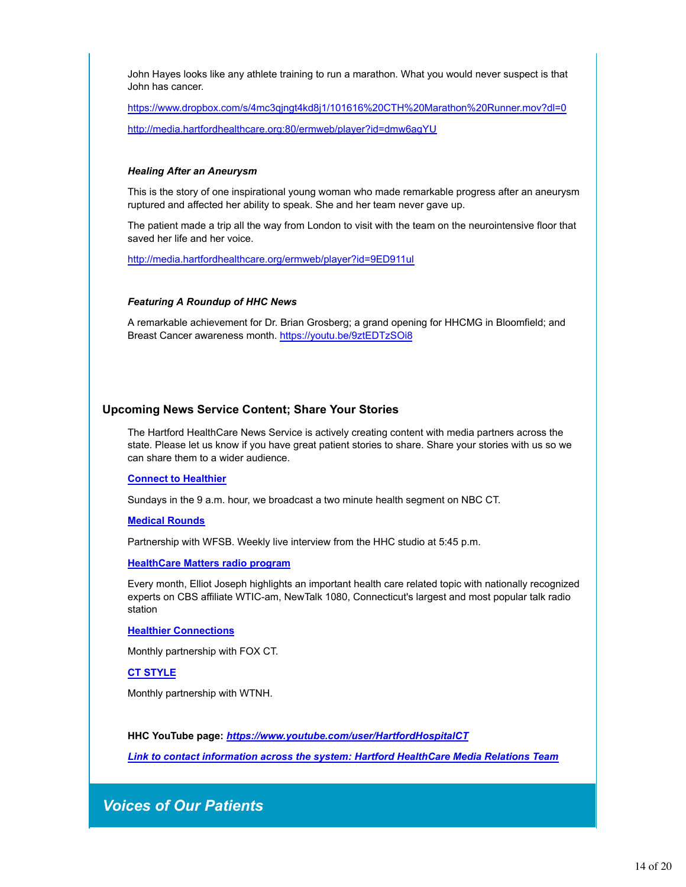John Hayes looks like any athlete training to run a marathon. What you would never suspect is that John has cancer.

https://www.dropbox.com/s/4mc3qjngt4kd8j1/101616%20CTH%20Marathon%20Runner.mov?dl=0

http://media.hartfordhealthcare.org:80/ermweb/player?id=dmw6agYU

***Healing After an Aneurysm***

This is the story of one inspirational young woman who made remarkable progress after an aneurysm ruptured and affected her ability to speak. She and her team never gave up.

The patient made a trip all the way from London to visit with the team on the neurointensive floor that saved her life and her voice.

http://media.hartfordhealthcare.org/ermweb/player?id=9ED911ul

***Featuring A Roundup of HHC News***

A remarkable achievement for Dr. Brian Grosberg; a grand opening for HHCMG in Bloomfield; and Breast Cancer awareness month. https://youtu.be/9ztEDTzSOi8

## Upcoming News Service Content; Share Your Stories

The Hartford HealthCare News Service is actively creating content with media partners across the state. Please let us know if you have great patient stories to share. Share your stories with us so we can share them to a wider audience.

**Connect to Healthier**

Sundays in the 9 a.m. hour, we broadcast a two minute health segment on NBC CT.

**Medical Rounds**

Partnership with WFSB. Weekly live interview from the HHC studio at 5:45 p.m.

**HealthCare Matters radio program**

Every month, Elliot Joseph highlights an important health care related topic with nationally recognized experts on CBS affiliate WTIC-am, NewTalk 1080, Connecticut's largest and most popular talk radio station

**Healthier Connections**

Monthly partnership with FOX CT.

**CT STYLE**

Monthly partnership with WTNH.

**HHC YouTube page:** ***https://www.youtube.com/user/HartfordHospitalCT***

***Link to contact information across the system: Hartford HealthCare Media Relations Team***

## *Voices of Our Patients*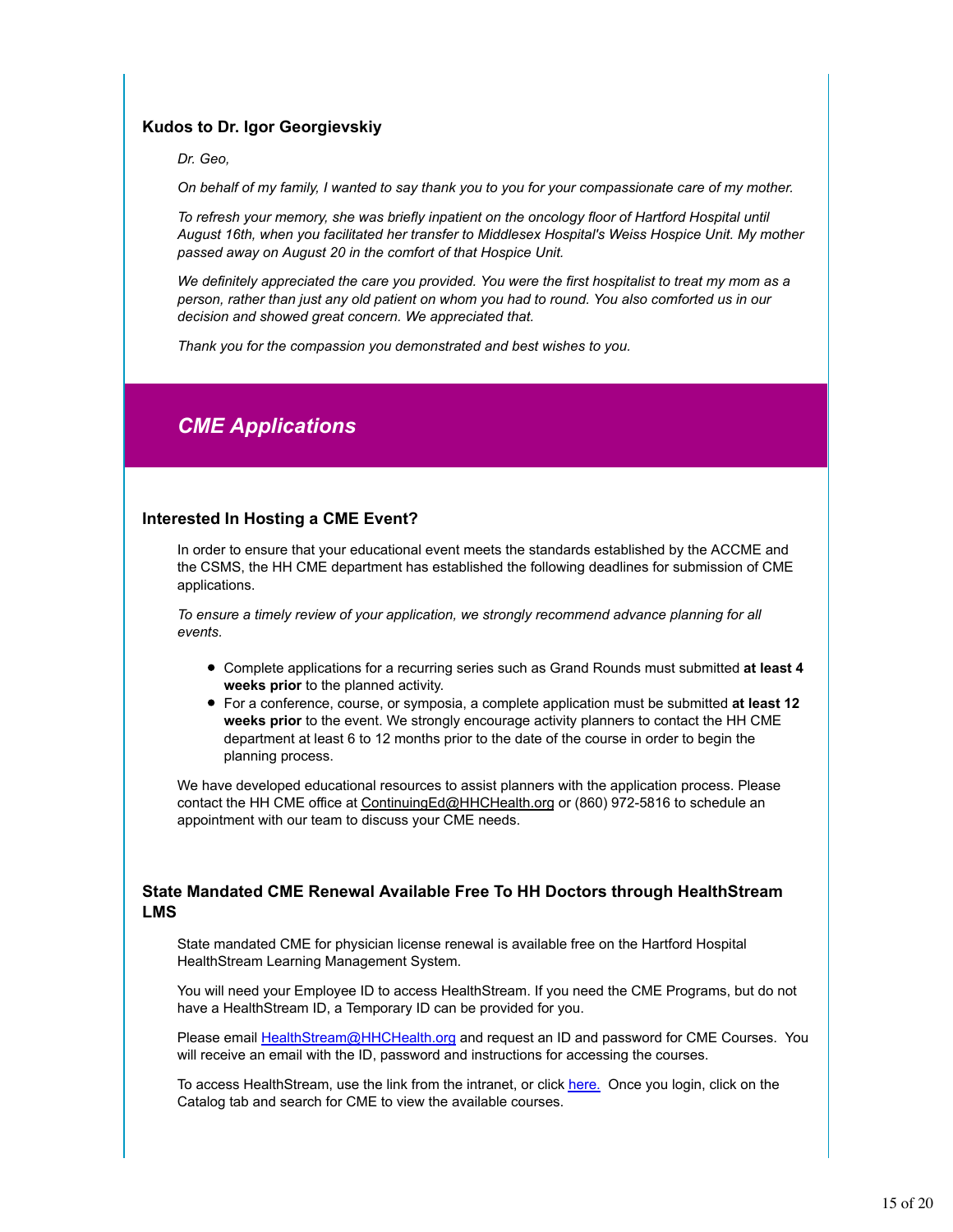### Kudos to Dr. Igor Georgievskiy

*Dr. Geo,*

*On behalf of my family, I wanted to say thank you to you for your compassionate care of my mother.*

*To refresh your memory, she was briefly inpatient on the oncology floor of Hartford Hospital until August 16th, when you facilitated her transfer to Middlesex Hospital's Weiss Hospice Unit. My mother passed away on August 20 in the comfort of that Hospice Unit.*

*We definitely appreciated the care you provided. You were the first hospitalist to treat my mom as a person, rather than just any old patient on whom you had to round. You also comforted us in our decision and showed great concern. We appreciated that.*

*Thank you for the compassion you demonstrated and best wishes to you.*

## *CME Applications*

### Interested In Hosting a CME Event?

In order to ensure that your educational event meets the standards established by the ACCME and the CSMS, the HH CME department has established the following deadlines for submission of CME applications.

*To ensure a timely review of your application, we strongly recommend advance planning for all events.*

- Complete applications for a recurring series such as Grand Rounds must submitted **at least 4 weeks prior** to the planned activity.
- For a conference, course, or symposia, a complete application must be submitted **at least 12 weeks prior** to the event. We strongly encourage activity planners to contact the HH CME department at least 6 to 12 months prior to the date of the course in order to begin the planning process.

We have developed educational resources to assist planners with the application process. Please contact the HH CME office at ContinuingEd@HHCHealth.org or (860) 972-5816 to schedule an appointment with our team to discuss your CME needs.

### State Mandated CME Renewal Available Free To HH Doctors through HealthStream LMS

State mandated CME for physician license renewal is available free on the Hartford Hospital HealthStream Learning Management System.

You will need your Employee ID to access HealthStream. If you need the CME Programs, but do not have a HealthStream ID, a Temporary ID can be provided for you.

Please email HealthStream@HHCHealth.org and request an ID and password for CME Courses. You will receive an email with the ID, password and instructions for accessing the courses.

To access HealthStream, use the link from the intranet, or click here. Once you login, click on the Catalog tab and search for CME to view the available courses.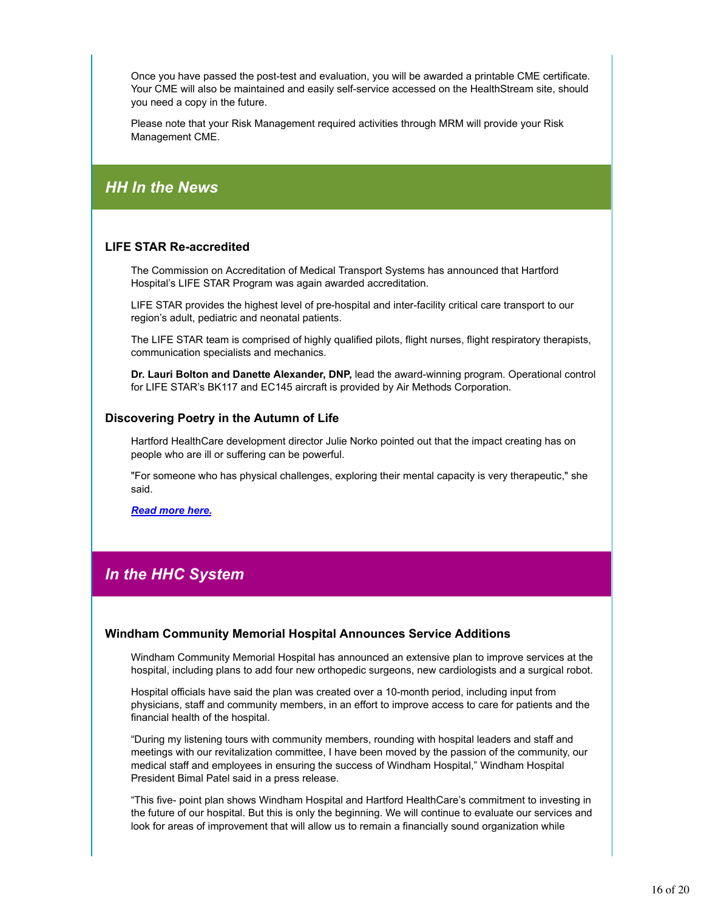Once you have passed the post-test and evaluation, you will be awarded a printable CME certificate. Your CME will also be maintained and easily self-service accessed on the HealthStream site, should you need a copy in the future.

Please note that your Risk Management required activities through MRM will provide your Risk Management CME.

## *HH In the News*

### LIFE STAR Re-accredited

The Commission on Accreditation of Medical Transport Systems has announced that Hartford Hospital's LIFE STAR Program was again awarded accreditation.

LIFE STAR provides the highest level of pre-hospital and inter-facility critical care transport to our region's adult, pediatric and neonatal patients.

The LIFE STAR team is comprised of highly qualified pilots, flight nurses, flight respiratory therapists, communication specialists and mechanics.

**Dr. Lauri Bolton and Danette Alexander, DNP,** lead the award-winning program. Operational control for LIFE STAR's BK117 and EC145 aircraft is provided by Air Methods Corporation.

### Discovering Poetry in the Autumn of Life

Hartford HealthCare development director Julie Norko pointed out that the impact creating has on people who are ill or suffering can be powerful.

"For someone who has physical challenges, exploring their mental capacity is very therapeutic," she said.

***Read more here.***

## *In the HHC System*

### Windham Community Memorial Hospital Announces Service Additions

Windham Community Memorial Hospital has announced an extensive plan to improve services at the hospital, including plans to add four new orthopedic surgeons, new cardiologists and a surgical robot.

Hospital officials have said the plan was created over a 10-month period, including input from physicians, staff and community members, in an effort to improve access to care for patients and the financial health of the hospital.

"During my listening tours with community members, rounding with hospital leaders and staff and meetings with our revitalization committee, I have been moved by the passion of the community, our medical staff and employees in ensuring the success of Windham Hospital," Windham Hospital President Bimal Patel said in a press release.

"This five- point plan shows Windham Hospital and Hartford HealthCare's commitment to investing in the future of our hospital. But this is only the beginning. We will continue to evaluate our services and look for areas of improvement that will allow us to remain a financially sound organization while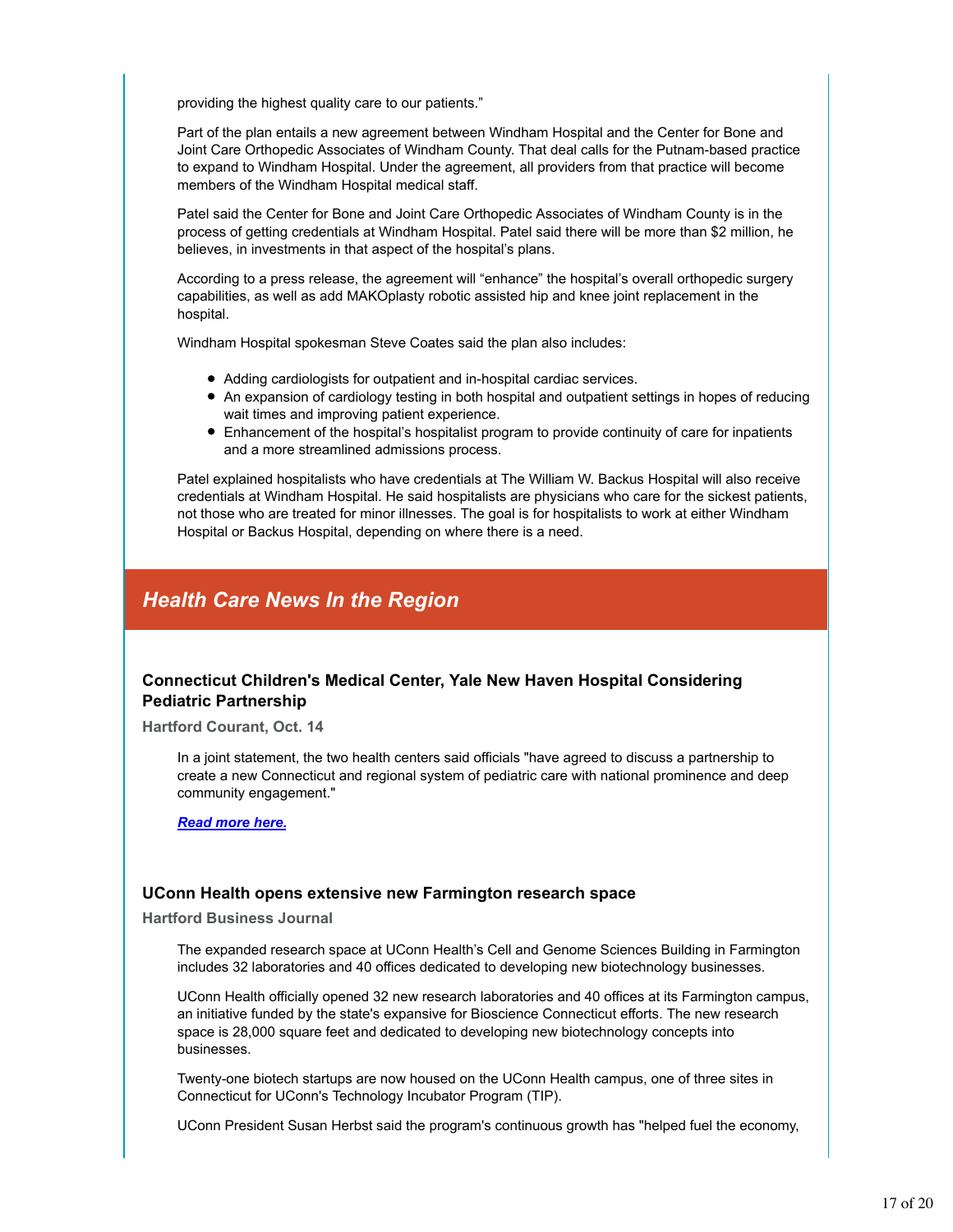providing the highest quality care to our patients."

Part of the plan entails a new agreement between Windham Hospital and the Center for Bone and Joint Care Orthopedic Associates of Windham County. That deal calls for the Putnam-based practice to expand to Windham Hospital. Under the agreement, all providers from that practice will become members of the Windham Hospital medical staff.

Patel said the Center for Bone and Joint Care Orthopedic Associates of Windham County is in the process of getting credentials at Windham Hospital. Patel said there will be more than $2 million, he believes, in investments in that aspect of the hospital's plans.

According to a press release, the agreement will "enhance" the hospital's overall orthopedic surgery capabilities, as well as add MAKOplasty robotic assisted hip and knee joint replacement in the hospital.

Windham Hospital spokesman Steve Coates said the plan also includes:

- Adding cardiologists for outpatient and in-hospital cardiac services.
- An expansion of cardiology testing in both hospital and outpatient settings in hopes of reducing wait times and improving patient experience.
- Enhancement of the hospital's hospitalist program to provide continuity of care for inpatients and a more streamlined admissions process.

Patel explained hospitalists who have credentials at The William W. Backus Hospital will also receive credentials at Windham Hospital. He said hospitalists are physicians who care for the sickest patients, not those who are treated for minor illnesses. The goal is for hospitalists to work at either Windham Hospital or Backus Hospital, depending on where there is a need.

## *Health Care News In the Region*

### Connecticut Children's Medical Center, Yale New Haven Hospital Considering Pediatric Partnership

**Hartford Courant, Oct. 14**

In a joint statement, the two health centers said officials "have agreed to discuss a partnership to create a new Connecticut and regional system of pediatric care with national prominence and deep community engagement."

***Read more here.***

### UConn Health opens extensive new Farmington research space

**Hartford Business Journal**

The expanded research space at UConn Health's Cell and Genome Sciences Building in Farmington includes 32 laboratories and 40 offices dedicated to developing new biotechnology businesses.

UConn Health officially opened 32 new research laboratories and 40 offices at its Farmington campus, an initiative funded by the state's expansive for Bioscience Connecticut efforts. The new research space is 28,000 square feet and dedicated to developing new biotechnology concepts into businesses.

Twenty-one biotech startups are now housed on the UConn Health campus, one of three sites in Connecticut for UConn's Technology Incubator Program (TIP).

UConn President Susan Herbst said the program's continuous growth has "helped fuel the economy,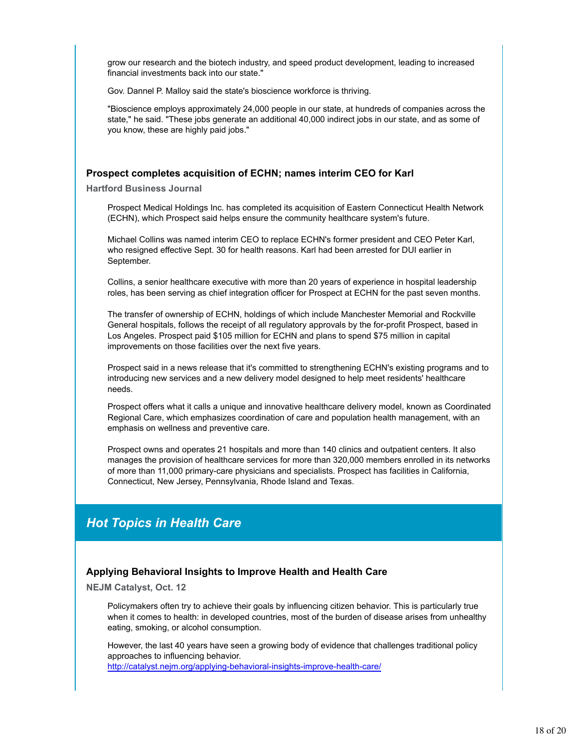grow our research and the biotech industry, and speed product development, leading to increased financial investments back into our state."

Gov. Dannel P. Malloy said the state's bioscience workforce is thriving.

"Bioscience employs approximately 24,000 people in our state, at hundreds of companies across the state," he said. "These jobs generate an additional 40,000 indirect jobs in our state, and as some of you know, these are highly paid jobs."

### Prospect completes acquisition of ECHN; names interim CEO for Karl

**Hartford Business Journal**

Prospect Medical Holdings Inc. has completed its acquisition of Eastern Connecticut Health Network (ECHN), which Prospect said helps ensure the community healthcare system's future.

Michael Collins was named interim CEO to replace ECHN's former president and CEO Peter Karl, who resigned effective Sept. 30 for health reasons. Karl had been arrested for DUI earlier in September.

Collins, a senior healthcare executive with more than 20 years of experience in hospital leadership roles, has been serving as chief integration officer for Prospect at ECHN for the past seven months.

The transfer of ownership of ECHN, holdings of which include Manchester Memorial and Rockville General hospitals, follows the receipt of all regulatory approvals by the for-profit Prospect, based in Los Angeles. Prospect paid $105 million for ECHN and plans to spend $75 million in capital improvements on those facilities over the next five years.

Prospect said in a news release that it's committed to strengthening ECHN's existing programs and to introducing new services and a new delivery model designed to help meet residents' healthcare needs.

Prospect offers what it calls a unique and innovative healthcare delivery model, known as Coordinated Regional Care, which emphasizes coordination of care and population health management, with an emphasis on wellness and preventive care.

Prospect owns and operates 21 hospitals and more than 140 clinics and outpatient centers. It also manages the provision of healthcare services for more than 320,000 members enrolled in its networks of more than 11,000 primary-care physicians and specialists. Prospect has facilities in California, Connecticut, New Jersey, Pennsylvania, Rhode Island and Texas.

## *Hot Topics in Health Care*

### Applying Behavioral Insights to Improve Health and Health Care

**NEJM Catalyst, Oct. 12**

Policymakers often try to achieve their goals by influencing citizen behavior. This is particularly true when it comes to health: in developed countries, most of the burden of disease arises from unhealthy eating, smoking, or alcohol consumption.

However, the last 40 years have seen a growing body of evidence that challenges traditional policy approaches to influencing behavior.
http://catalyst.nejm.org/applying-behavioral-insights-improve-health-care/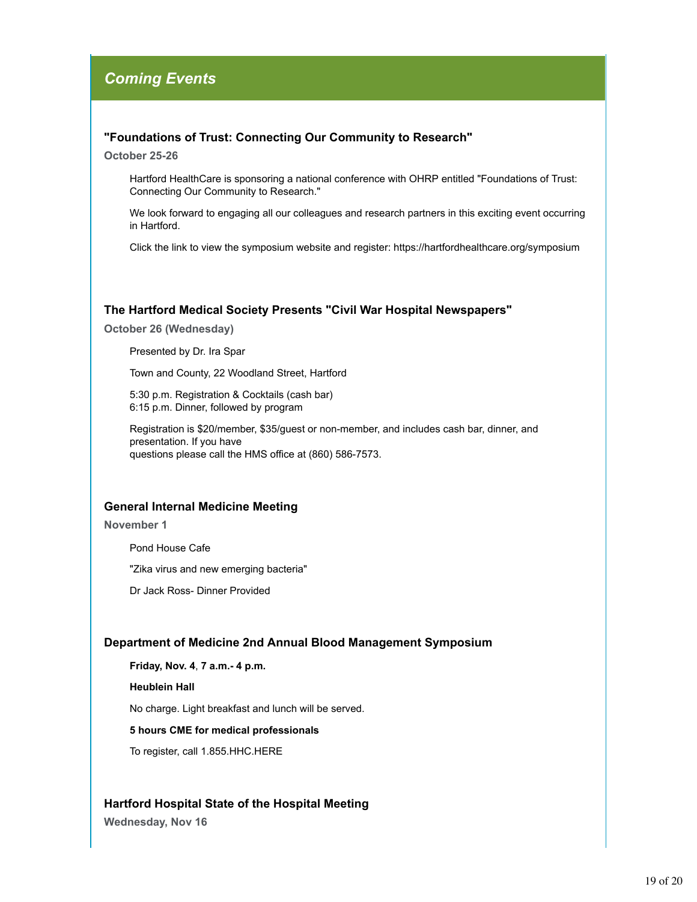## *Coming Events*

### "Foundations of Trust: Connecting Our Community to Research"

**October 25-26**

Hartford HealthCare is sponsoring a national conference with OHRP entitled "Foundations of Trust: Connecting Our Community to Research."

We look forward to engaging all our colleagues and research partners in this exciting event occurring in Hartford.

Click the link to view the symposium website and register: https://hartfordhealthcare.org/symposium

### The Hartford Medical Society Presents "Civil War Hospital Newspapers"

**October 26 (Wednesday)**

Presented by Dr. Ira Spar

Town and County, 22 Woodland Street, Hartford

5:30 p.m. Registration & Cocktails (cash bar)
6:15 p.m. Dinner, followed by program

Registration is $20/member, $35/guest or non-member, and includes cash bar, dinner, and presentation. If you have questions please call the HMS office at (860) 586-7573.

### General Internal Medicine Meeting

**November 1**

Pond House Cafe

"Zika virus and new emerging bacteria"

Dr Jack Ross- Dinner Provided

### Department of Medicine 2nd Annual Blood Management Symposium

**Friday, Nov. 4**, **7 a.m.- 4 p.m.**

**Heublein Hall**

No charge. Light breakfast and lunch will be served.

**5 hours CME for medical professionals**

To register, call 1.855.HHC.HERE

### Hartford Hospital State of the Hospital Meeting

**Wednesday, Nov 16**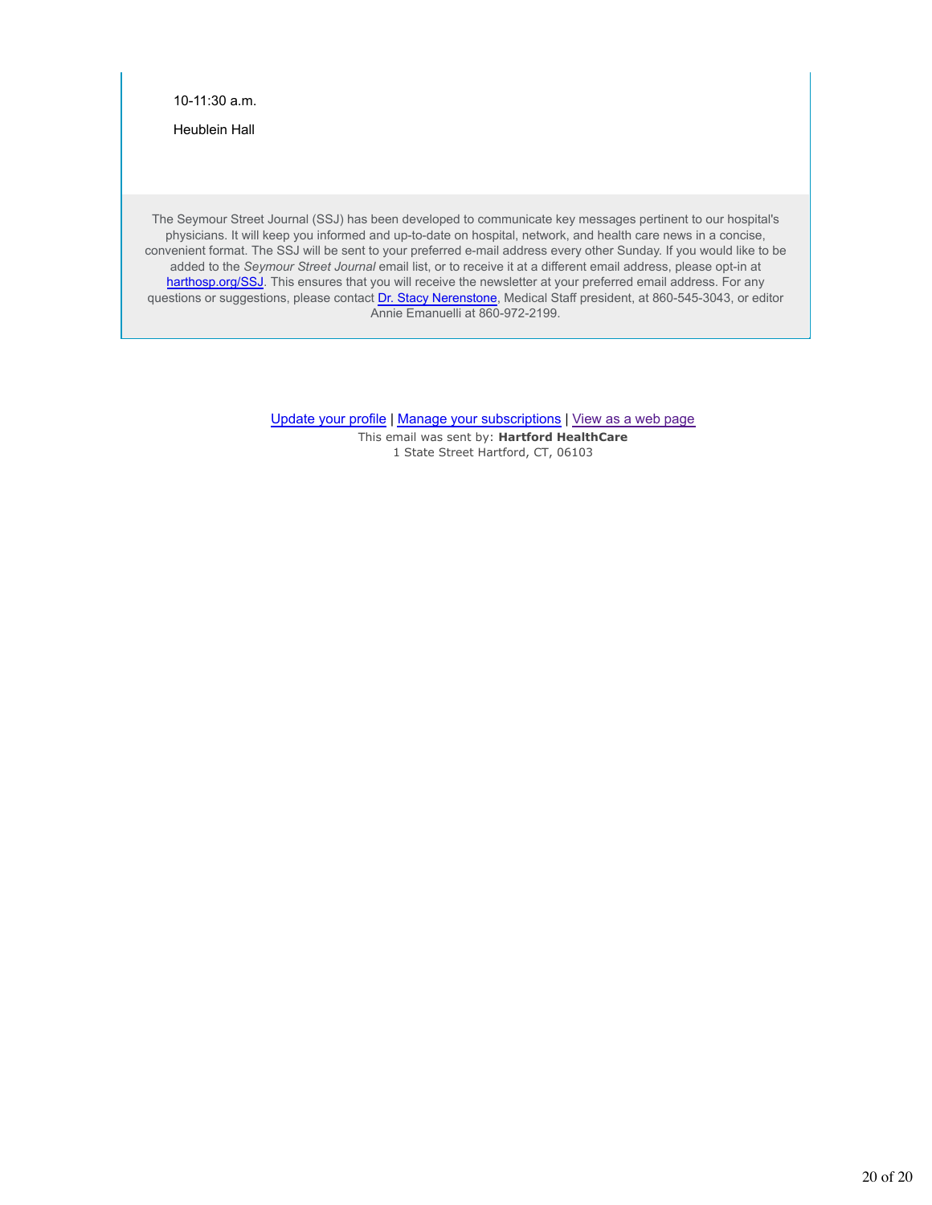10-11:30 a.m.

Heublein Hall

The Seymour Street Journal (SSJ) has been developed to communicate key messages pertinent to our hospital's physicians. It will keep you informed and up-to-date on hospital, network, and health care news in a concise, convenient format. The SSJ will be sent to your preferred e-mail address every other Sunday. If you would like to be added to the *Seymour Street Journal* email list, or to receive it at a different email address, please opt-in at harthosp.org/SSJ. This ensures that you will receive the newsletter at your preferred email address. For any questions or suggestions, please contact Dr. Stacy Nerenstone, Medical Staff president, at 860-545-3043, or editor Annie Emanuelli at 860-972-2199.

Update your profile | Manage your subscriptions | View as a web page

This email was sent by: **Hartford HealthCare**
1 State Street Hartford, CT, 06103